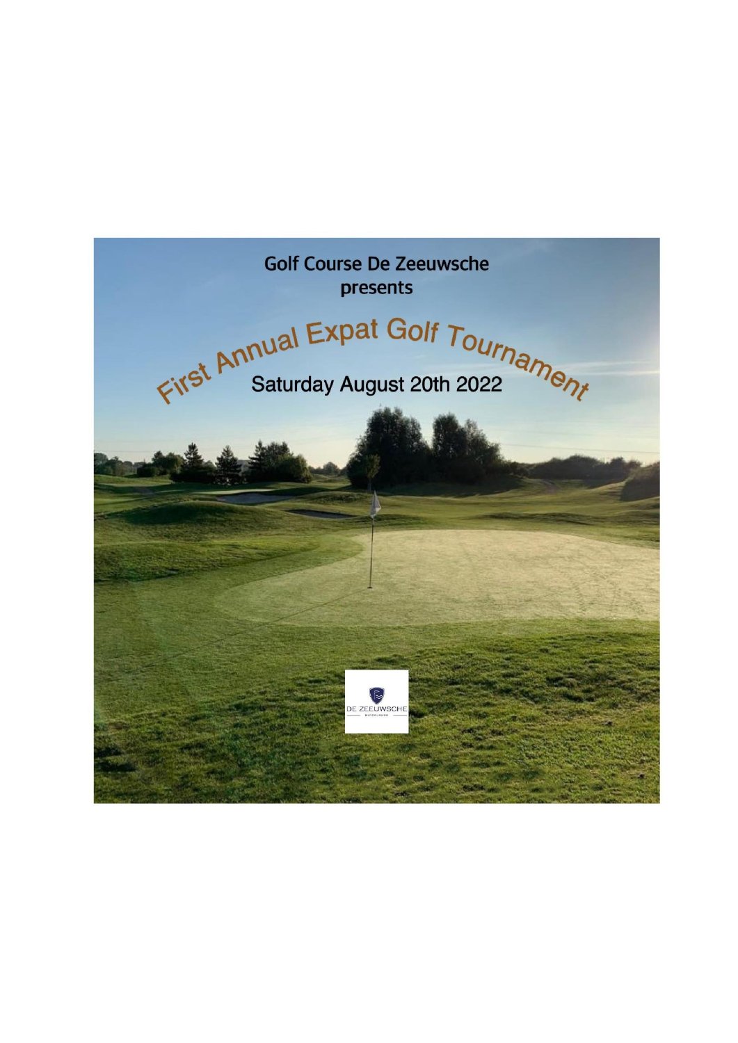Golf Course De Zeeuwsche
presents

# First Annual Expat Golf Tournament

Saturday August 20th 2022

DE ZEEUWSCHE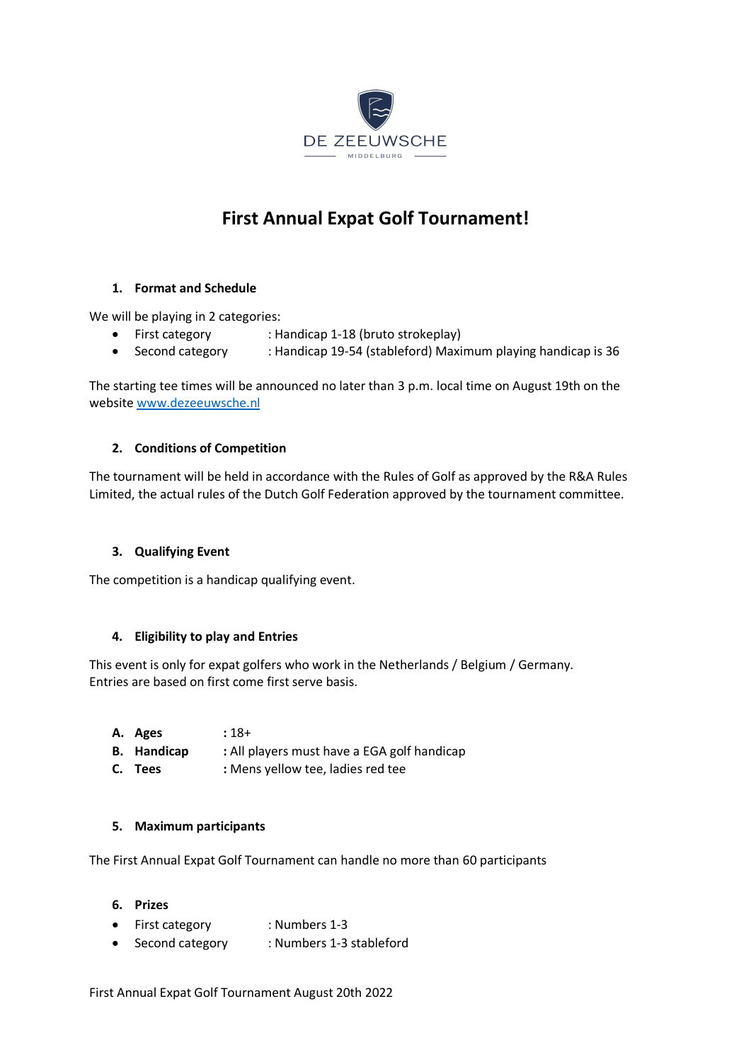DE ZEEUWSCHE

MIDDELBURG

# First Annual Expat Golf Tournament!

### 1. Format and Schedule

We will be playing in 2 categories:

- First category : Handicap 1-18 (bruto strokeplay)
- Second category : Handicap 19-54 (stableford) Maximum playing handicap is 36

The starting tee times will be announced no later than 3 p.m. local time on August 19th on the website [www.dezeeuwsche.nl](http://www.dezeeuwsche.nl)

### 2. Conditions of Competition

The tournament will be held in accordance with the Rules of Golf as approved by the R&A Rules Limited, the actual rules of the Dutch Golf Federation approved by the tournament committee.

### 3. Qualifying Event

The competition is a handicap qualifying event.

### 4. Eligibility to play and Entries

This event is only for expat golfers who work in the Netherlands / Belgium / Germany.
Entries are based on first come first serve basis.

A. **Ages** : 18+
B. **Handicap** : All players must have a EGA golf handicap
C. **Tees** : Mens yellow tee, ladies red tee

### 5. Maximum participants

The First Annual Expat Golf Tournament can handle no more than 60 participants

### 6. Prizes

- First category : Numbers 1-3
- Second category : Numbers 1-3 stableford

First Annual Expat Golf Tournament August 20th 2022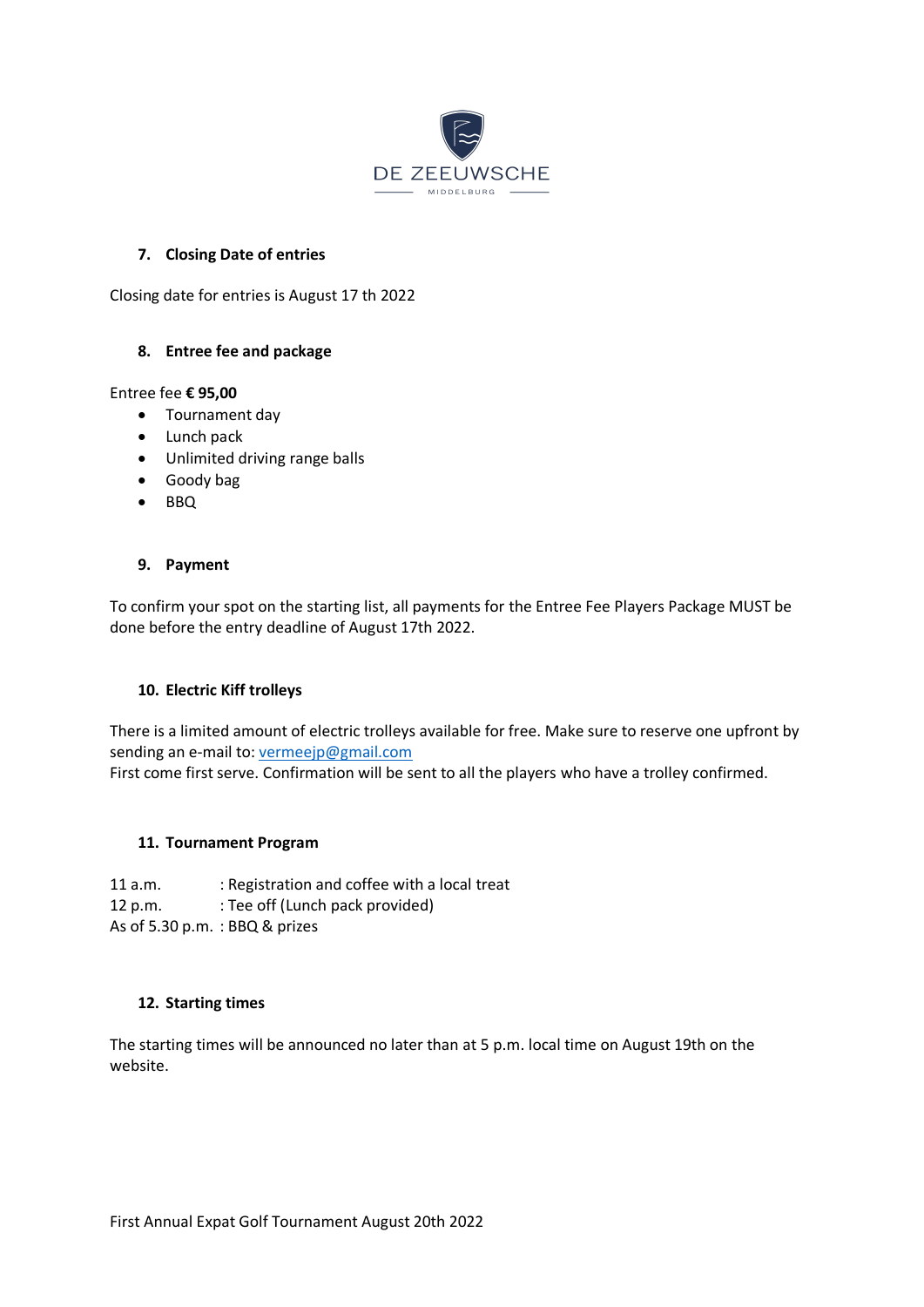### 7. Closing Date of entries

Closing date for entries is August 17 th 2022

### 8. Entree fee and package

Entree fee **€ 95,00**

- Tournament day
- Lunch pack
- Unlimited driving range balls
- Goody bag
- BBQ

### 9. Payment

To confirm your spot on the starting list, all payments for the Entree Fee Players Package MUST be done before the entry deadline of August 17th 2022.

### 10. Electric Kiff trolleys

There is a limited amount of electric trolleys available for free. Make sure to reserve one upfront by sending an e-mail to: vermeejp@gmail.com
First come first serve. Confirmation will be sent to all the players who have a trolley confirmed.

### 11. Tournament Program

11 a.m. : Registration and coffee with a local treat
12 p.m. : Tee off (Lunch pack provided)
As of 5.30 p.m. : BBQ & prizes

### 12. Starting times

The starting times will be announced no later than at 5 p.m. local time on August 19th on the website.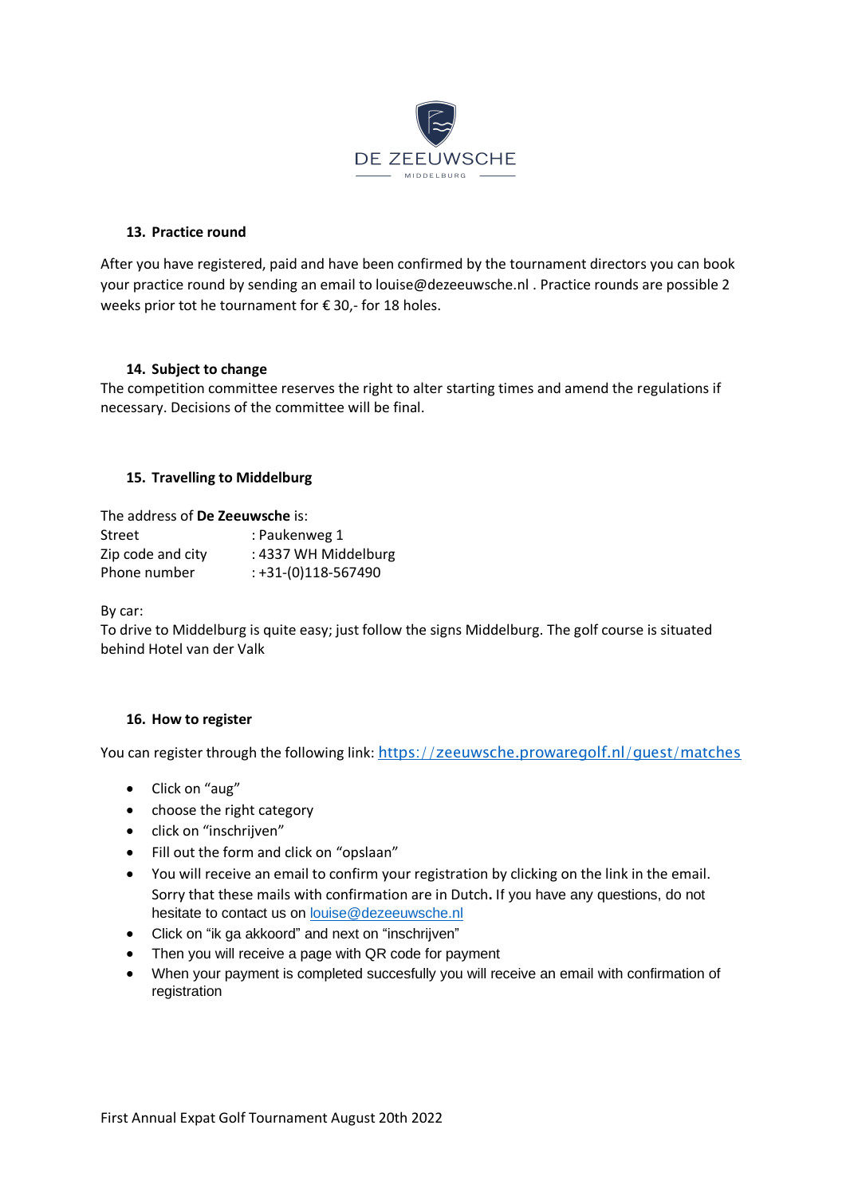DE ZEEUWSCHE

MIDDELBURG

### 13. Practice round

After you have registered, paid and have been confirmed by the tournament directors you can book your practice round by sending an email to louise@dezeeuwsche.nl . Practice rounds are possible 2 weeks prior tot he tournament for € 30,- for 18 holes.

### 14. Subject to change

The competition committee reserves the right to alter starting times and amend the regulations if necessary. Decisions of the committee will be final.

### 15. Travelling to Middelburg

The address of **De Zeeuwsche** is:

| | |
|---|---|
| Street | : Paukenweg 1 |
| Zip code and city | : 4337 WH Middelburg |
| Phone number | : +31-(0)118-567490 |

By car:
To drive to Middelburg is quite easy; just follow the signs Middelburg. The golf course is situated behind Hotel van der Valk

### 16. How to register

You can register through the following link: https://zeeuwsche.prowaregolf.nl/guest/matches

- Click on "aug"
- choose the right category
- click on "inschrijven"
- Fill out the form and click on "opslaan"
- You will receive an email to confirm your registration by clicking on the link in the email. Sorry that these mails with confirmation are in Dutch**.** If you have any questions, do not hesitate to contact us on louise@dezeeuwsche.nl
- Click on "ik ga akkoord" and next on "inschrijven"
- Then you will receive a page with QR code for payment
- When your payment is completed succesfully you will receive an email with confirmation of registration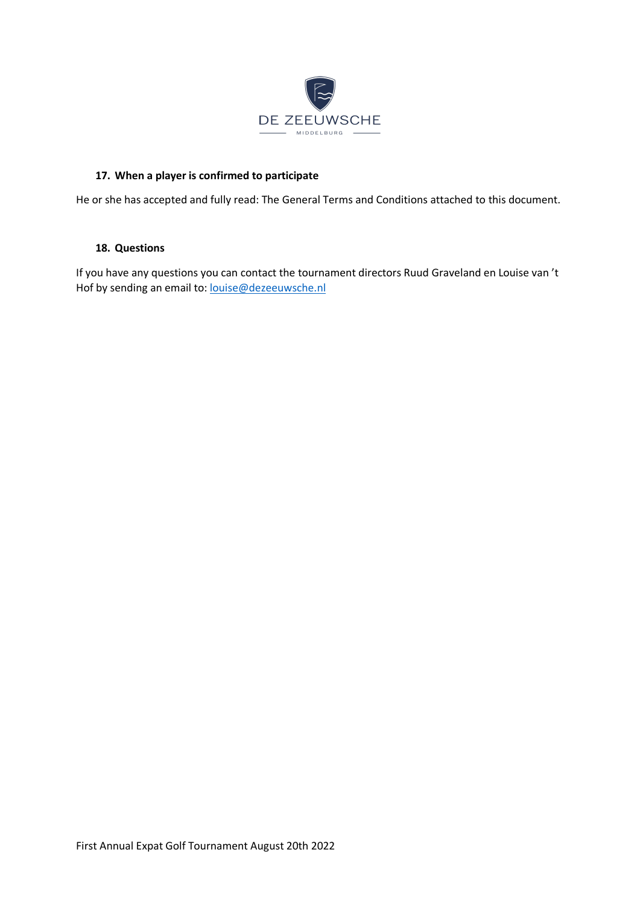### 17. When a player is confirmed to participate

He or she has accepted and fully read: The General Terms and Conditions attached to this document.

### 18. Questions

If you have any questions you can contact the tournament directors Ruud Graveland en Louise van 't Hof by sending an email to: louise@dezeeuwsche.nl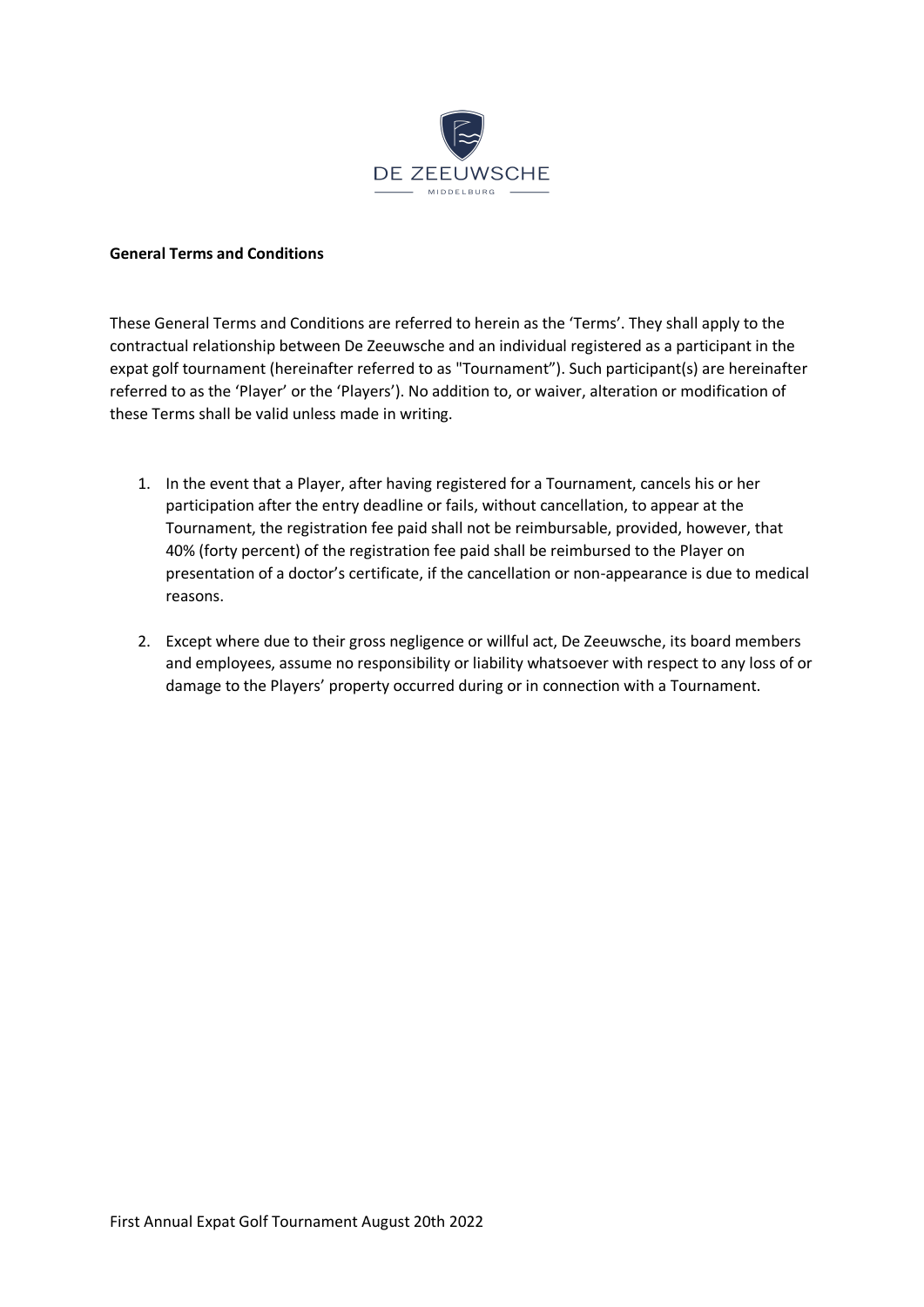DE ZEEUWSCHE

MIDDELBURG

**General Terms and Conditions**

These General Terms and Conditions are referred to herein as the 'Terms'. They shall apply to the contractual relationship between De Zeeuwsche and an individual registered as a participant in the expat golf tournament (hereinafter referred to as "Tournament"). Such participant(s) are hereinafter referred to as the 'Player' or the 'Players'). No addition to, or waiver, alteration or modification of these Terms shall be valid unless made in writing.

1. In the event that a Player, after having registered for a Tournament, cancels his or her participation after the entry deadline or fails, without cancellation, to appear at the Tournament, the registration fee paid shall not be reimbursable, provided, however, that 40% (forty percent) of the registration fee paid shall be reimbursed to the Player on presentation of a doctor's certificate, if the cancellation or non-appearance is due to medical reasons.

2. Except where due to their gross negligence or willful act, De Zeeuwsche, its board members and employees, assume no responsibility or liability whatsoever with respect to any loss of or damage to the Players' property occurred during or in connection with a Tournament.

First Annual Expat Golf Tournament August 20th 2022